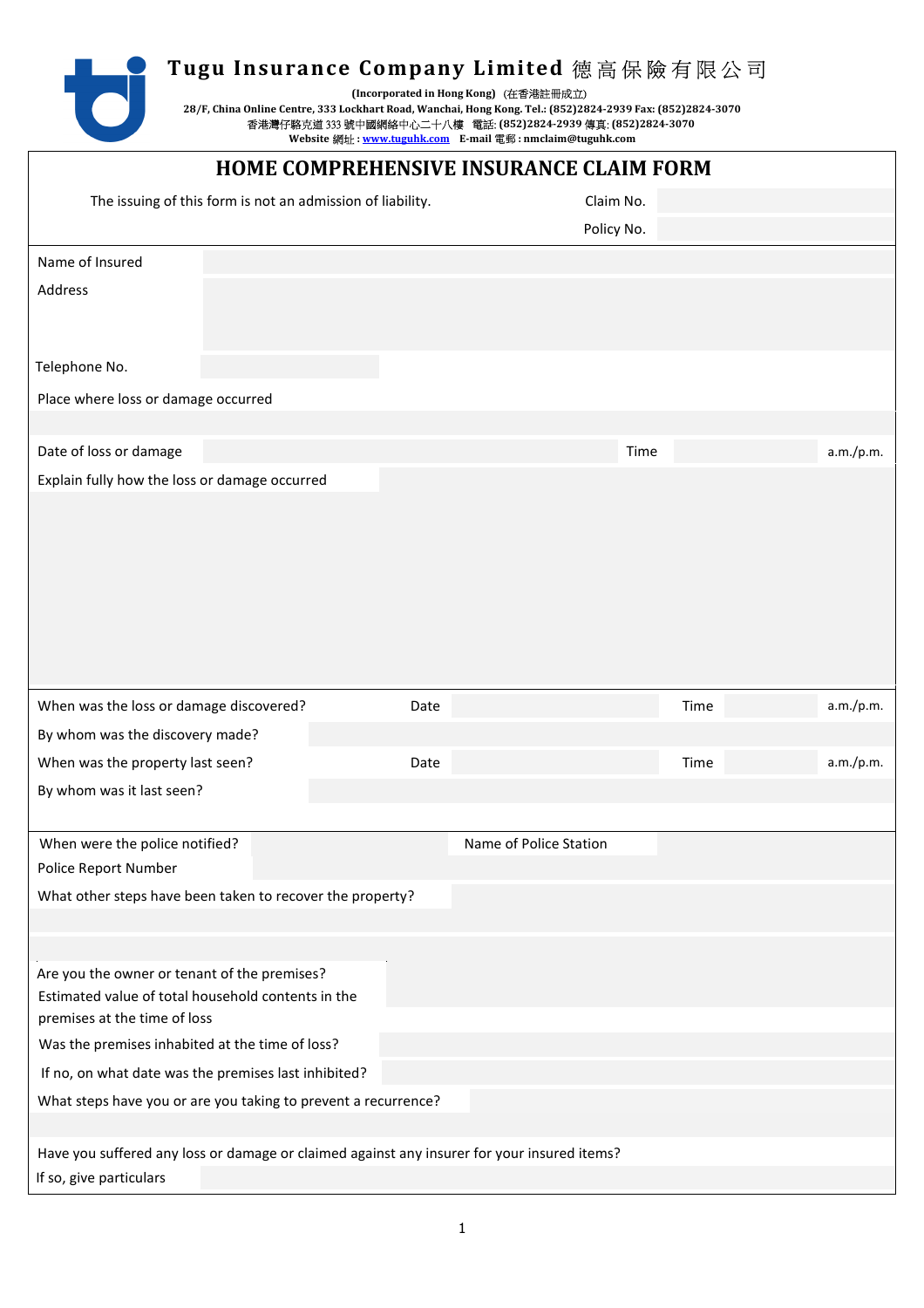**Tugu Insurance Company Limited 德高保險有限公司**

**(Incorporated in Hong Kong)** (在香港註冊成立)
**28/F, China Online Centre, 333 Lockhart Road, Wanchai, Hong Kong. Tel.: (852)2824-2939 Fax: (852)2824-3070**
香港灣仔駱克道 333 號中國網絡中心二十八樓 電話: **(852)2824-2939** 傳真: **(852)2824-3070**
**Website** 網址 **: www.tuguhk.com E-mail** 電郵 **: nmclaim@tuguhk.com**

# HOME COMPREHENSIVE INSURANCE CLAIM FORM

The issuing of this form is not an admission of liability.

Claim No.

Policy No.

Name of Insured

Address

Telephone No.

Place where loss or damage occurred

Date of loss or damage &nbsp;&nbsp;&nbsp; Time &nbsp;&nbsp;&nbsp; a.m./p.m.

Explain fully how the loss or damage occurred

When was the loss or damage discovered? &nbsp;&nbsp;&nbsp; Date &nbsp;&nbsp;&nbsp; Time &nbsp;&nbsp;&nbsp; a.m./p.m.

By whom was the discovery made?

When was the property last seen? &nbsp;&nbsp;&nbsp; Date &nbsp;&nbsp;&nbsp; Time &nbsp;&nbsp;&nbsp; a.m./p.m.

By whom was it last seen?

When were the police notified? &nbsp;&nbsp;&nbsp; Name of Police Station

Police Report Number

What other steps have been taken to recover the property?

Are you the owner or tenant of the premises?

Estimated value of total household contents in the premises at the time of loss

Was the premises inhabited at the time of loss?

If no, on what date was the premises last inhibited?

What steps have you or are you taking to prevent a recurrence?

Have you suffered any loss or damage or claimed against any insurer for your insured items?

If so, give particulars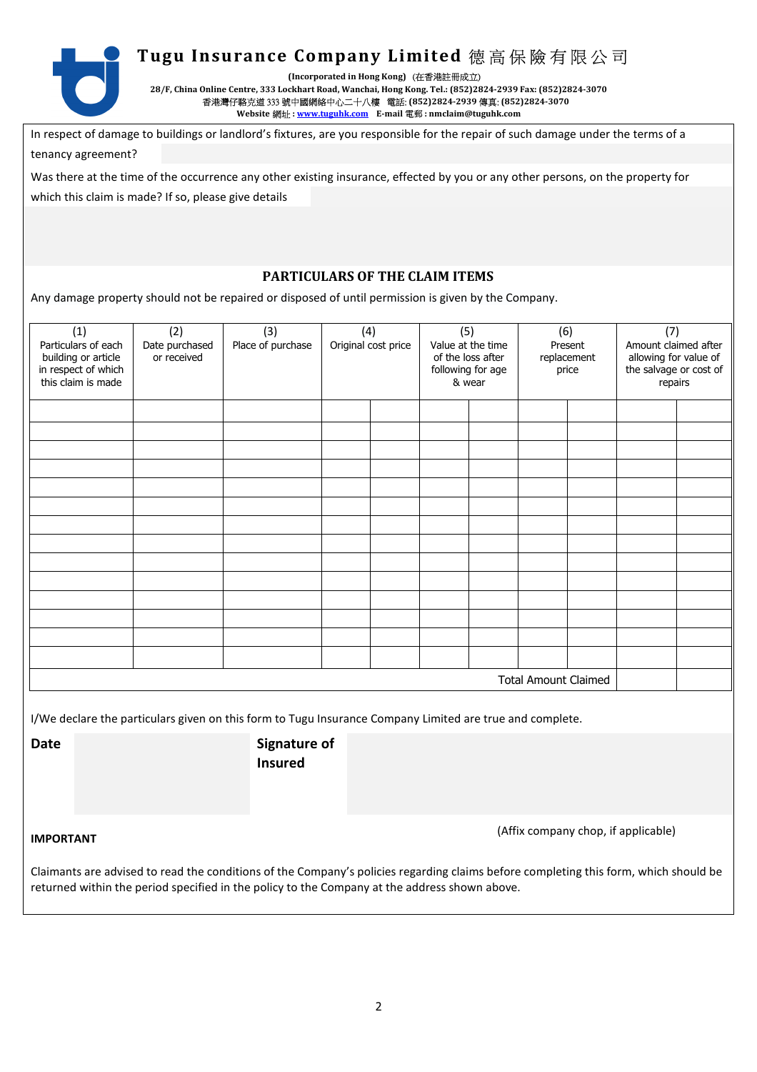# Tugu Insurance Company Limited 德高保險有限公司

**(Incorporated in Hong Kong)** (在香港註冊成立)
**28/F, China Online Centre, 333 Lockhart Road, Wanchai, Hong Kong. Tel.: (852)2824-2939 Fax: (852)2824-3070**
香港灣仔駱克道 333 號中國網絡中心二十八樓 電話: **(852)2824-2939** 傳真: **(852)2824-3070**
**Website** 網址: **www.tuguhk.com** **E-mail** 電郵: **nmclaim@tuguhk.com**

In respect of damage to buildings or landlord's fixtures, are you responsible for the repair of such damage under the terms of a tenancy agreement?

Was there at the time of the occurrence any other existing insurance, effected by you or any other persons, on the property for which this claim is made? If so, please give details

## PARTICULARS OF THE CLAIM ITEMS

Any damage property should not be repaired or disposed of until permission is given by the Company.

| (1) Particulars of each building or article in respect of which this claim is made | (2) Date purchased or received | (3) Place of purchase | (4) Original cost price | | (5) Value at the time of the loss after following for age & wear | | (6) Present replacement price | | (7) Amount claimed after allowing for value of the salvage or cost of repairs | |
|---|---|---|---|---|---|---|---|---|---|---|
| | | | | | | | | | | |
| | | | | | | | | | | |
| | | | | | | | | | | |
| | | | | | | | | | | |
| | | | | | | | | | | |
| | | | | | | | | | | |
| | | | | | | | | | | |
| | | | | | | | | | | |
| | | | | | | | | | | |
| | | | | | | | | | | |
| | | | | | | | | | | |
| | | | | | | | | | | |
| | | | | | | | | | | |
| | | | | | | | | | | |
| Total Amount Claimed | | | | | | | | | | |

I/We declare the particulars given on this form to Tugu Insurance Company Limited are true and complete.

**Date** | **Signature of Insured**

(Affix company chop, if applicable)

**IMPORTANT**

Claimants are advised to read the conditions of the Company's policies regarding claims before completing this form, which should be returned within the period specified in the policy to the Company at the address shown above.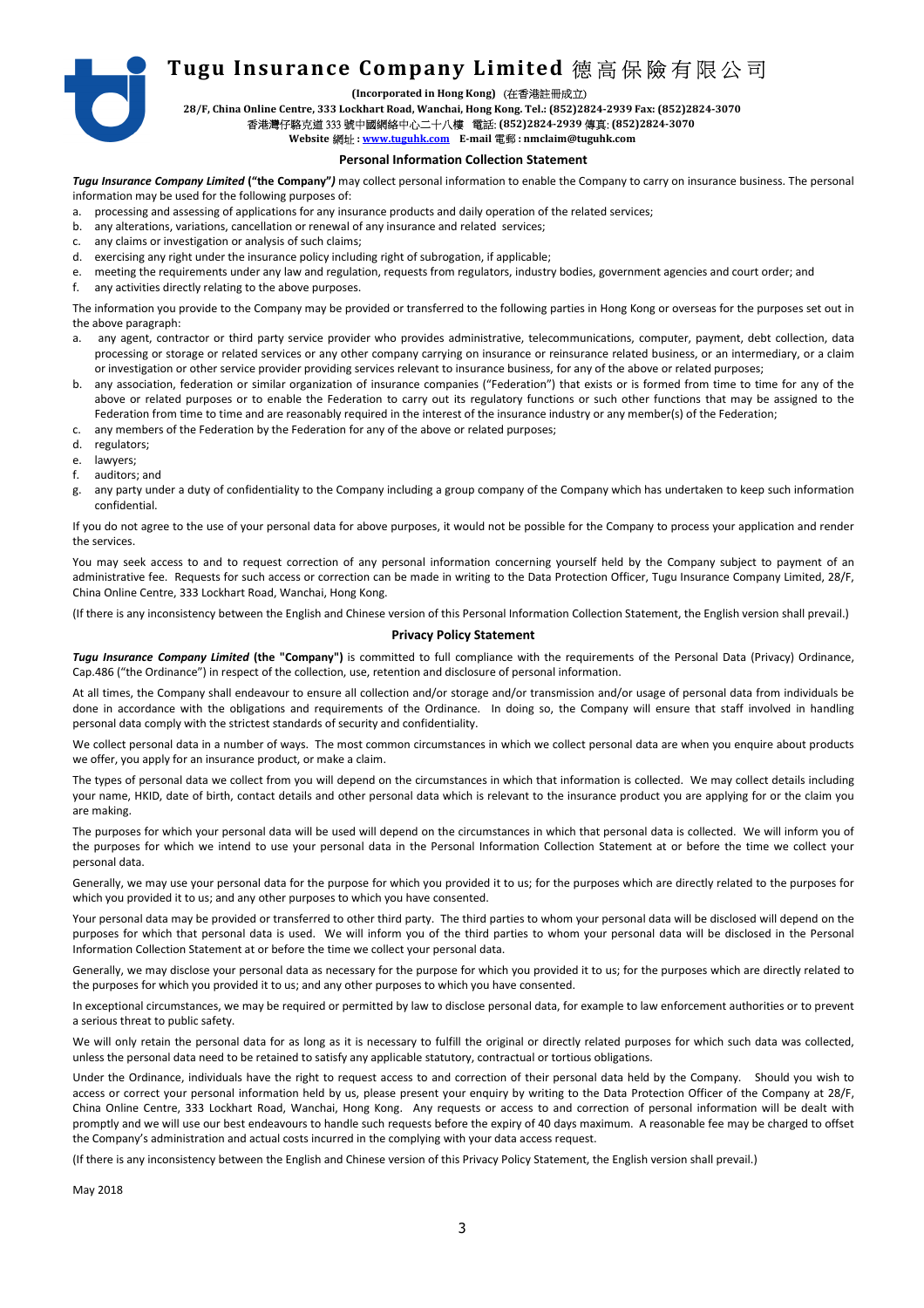# Tugu Insurance Company Limited 德高保險有限公司

**(Incorporated in Hong Kong)** (在香港註冊成立)

**28/F, China Online Centre, 333 Lockhart Road, Wanchai, Hong Kong. Tel.: (852)2824-2939 Fax: (852)2824-3070**

香港灣仔駱克道 333 號中國網絡中心二十八樓 電話: **(852)2824-2939** 傳真: **(852)2824-3070**

**Website** 網址 **: www.tuguhk.com E-mail** 電郵 **: nmclaim@tuguhk.com**

## Personal Information Collection Statement

***Tugu Insurance Company Limited*** **("the Company")** may collect personal information to enable the Company to carry on insurance business. The personal information may be used for the following purposes of:

a. processing and assessing of applications for any insurance products and daily operation of the related services;
b. any alterations, variations, cancellation or renewal of any insurance and related services;
c. any claims or investigation or analysis of such claims;
d. exercising any right under the insurance policy including right of subrogation, if applicable;
e. meeting the requirements under any law and regulation, requests from regulators, industry bodies, government agencies and court order; and
f. any activities directly relating to the above purposes.

The information you provide to the Company may be provided or transferred to the following parties in Hong Kong or overseas for the purposes set out in the above paragraph:

a. any agent, contractor or third party service provider who provides administrative, telecommunications, computer, payment, debt collection, data processing or storage or related services or any other company carrying on insurance or reinsurance related business, or an intermediary, or a claim or investigation or other service provider providing services relevant to insurance business, for any of the above or related purposes;
b. any association, federation or similar organization of insurance companies ("Federation") that exists or is formed from time to time for any of the above or related purposes or to enable the Federation to carry out its regulatory functions or such other functions that may be assigned to the Federation from time to time and are reasonably required in the interest of the insurance industry or any member(s) of the Federation;
c. any members of the Federation by the Federation for any of the above or related purposes;
d. regulators;
e. lawyers;
f. auditors; and
g. any party under a duty of confidentiality to the Company including a group company of the Company which has undertaken to keep such information confidential.

If you do not agree to the use of your personal data for above purposes, it would not be possible for the Company to process your application and render the services.

You may seek access to and to request correction of any personal information concerning yourself held by the Company subject to payment of an administrative fee. Requests for such access or correction can be made in writing to the Data Protection Officer, Tugu Insurance Company Limited, 28/F, China Online Centre, 333 Lockhart Road, Wanchai, Hong Kong.

(If there is any inconsistency between the English and Chinese version of this Personal Information Collection Statement, the English version shall prevail.)

## Privacy Policy Statement

***Tugu Insurance Company Limited*** **(the "Company")** is committed to full compliance with the requirements of the Personal Data (Privacy) Ordinance, Cap.486 ("the Ordinance") in respect of the collection, use, retention and disclosure of personal information.

At all times, the Company shall endeavour to ensure all collection and/or storage and/or transmission and/or usage of personal data from individuals be done in accordance with the obligations and requirements of the Ordinance. In doing so, the Company will ensure that staff involved in handling personal data comply with the strictest standards of security and confidentiality.

We collect personal data in a number of ways. The most common circumstances in which we collect personal data are when you enquire about products we offer, you apply for an insurance product, or make a claim.

The types of personal data we collect from you will depend on the circumstances in which that information is collected. We may collect details including your name, HKID, date of birth, contact details and other personal data which is relevant to the insurance product you are applying for or the claim you are making.

The purposes for which your personal data will be used will depend on the circumstances in which that personal data is collected. We will inform you of the purposes for which we intend to use your personal data in the Personal Information Collection Statement at or before the time we collect your personal data.

Generally, we may use your personal data for the purpose for which you provided it to us; for the purposes which are directly related to the purposes for which you provided it to us; and any other purposes to which you have consented.

Your personal data may be provided or transferred to other third party. The third parties to whom your personal data will be disclosed will depend on the purposes for which that personal data is used. We will inform you of the third parties to whom your personal data will be disclosed in the Personal Information Collection Statement at or before the time we collect your personal data.

Generally, we may disclose your personal data as necessary for the purpose for which you provided it to us; for the purposes which are directly related to the purposes for which you provided it to us; and any other purposes to which you have consented.

In exceptional circumstances, we may be required or permitted by law to disclose personal data, for example to law enforcement authorities or to prevent a serious threat to public safety.

We will only retain the personal data for as long as it is necessary to fulfill the original or directly related purposes for which such data was collected, unless the personal data need to be retained to satisfy any applicable statutory, contractual or tortious obligations.

Under the Ordinance, individuals have the right to request access to and correction of their personal data held by the Company. Should you wish to access or correct your personal information held by us, please present your enquiry by writing to the Data Protection Officer of the Company at 28/F, China Online Centre, 333 Lockhart Road, Wanchai, Hong Kong. Any requests or access to and correction of personal information will be dealt with promptly and we will use our best endeavours to handle such requests before the expiry of 40 days maximum. A reasonable fee may be charged to offset the Company's administration and actual costs incurred in the complying with your data access request.

(If there is any inconsistency between the English and Chinese version of this Privacy Policy Statement, the English version shall prevail.)

May 2018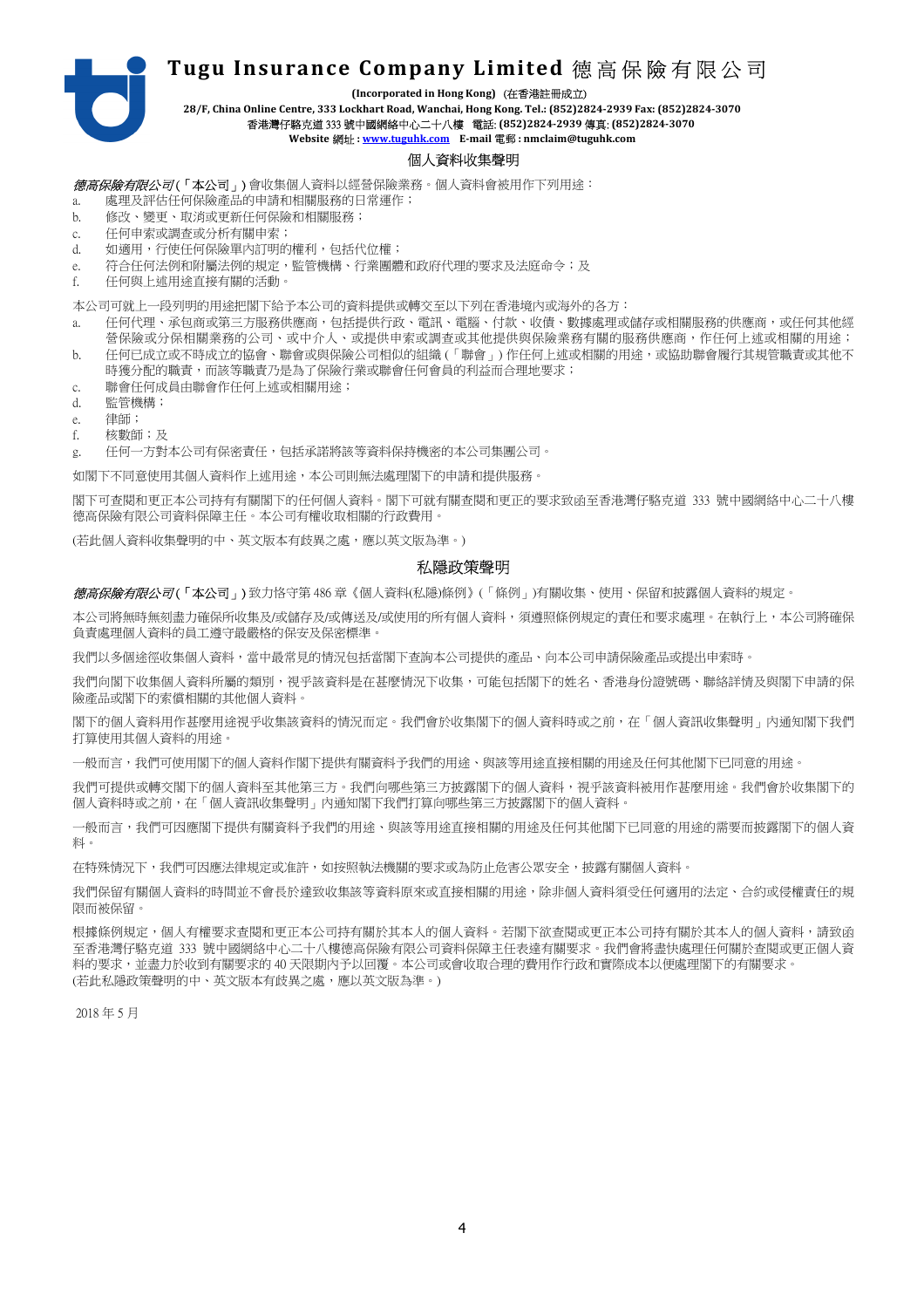**Tugu Insurance Company Limited 德高保險有限公司**

**(Incorporated in Hong Kong)** (在香港註冊成立)

**28/F, China Online Centre, 333 Lockhart Road, Wanchai, Hong Kong. Tel.: (852)2824-2939 Fax: (852)2824-3070**

**香港灣仔駱克道 333 號中國網絡中心二十八樓 電話: (852)2824-2939 傳真: (852)2824-3070**

**Website 網址 : www.tuguhk.com E-mail 電郵 : nmclaim@tuguhk.com**

## 個人資料收集聲明

*德高保險有限公司*(「本公司」)會收集個人資料以經營保險業務。個人資料會被用作下列用途：

a. 處理及評估任何保險產品的申請和相關服務的日常運作；
b. 修改、變更、取消或更新任何保險和相關服務；
c. 任何申索或調查或分析有關申索；
d. 如適用，行使任何保險單內訂明的權利，包括代位權；
e. 符合任何法例和附屬法例的規定，監管機構、行業團體和政府代理的要求及法庭命令；及
f. 任何與上述用途直接有關的活動。

本公司可就上一段列明的用途把閣下給予本公司的資料提供或轉交至以下列在香港境內或海外的各方：

a. 任何代理、承包商或第三方服務供應商，包括提供行政、電訊、電腦、付款、收債、數據處理或儲存或相關服務的供應商，或任何其他經營保險或分保相關業務的公司、或中介人、或提供申索或調查或其他提供與保險業務有關的服務供應商，作任何上述或相關的用途；
b. 任何已成立或不時成立的協會、聯會或與保險公司相似的組織(「聯會」)作任何上述或相關的用途，或協助聯會履行其規管職責或其他不時獲分配的職責，而該等職責乃是為了保險行業或聯會任何會員的利益而合理地要求；
c. 聯會任何成員由聯會作任何上述或相關用途；
d. 監管機構；
e. 律師；
f. 核數師；及
g. 任何一方對本公司有保密責任，包括承諾將該等資料保持機密的本公司集團公司。

如閣下不同意使用其個人資料作上述用途，本公司則無法處理閣下的申請和提供服務。

閣下可查閱和更正本公司持有有關閣下的任何個人資料。閣下可就有關查閱和更正的要求致函至香港灣仔駱克道 333 號中國網絡中心二十八樓德高保險有限公司資料保障主任。本公司有權收取相關的行政費用。

(若此個人資料收集聲明的中、英文版本有歧異之處，應以英文版為準。)

## 私隱政策聲明

*德高保險有限公司*(「本公司」)致力恪守第 486 章《個人資料(私隱)條例》(「條例」)有關收集、使用、保留和披露個人資料的規定。

本公司將無時無刻盡力確保所收集及/或儲存及/或傳送及/或使用的所有個人資料，須遵照條例規定的責任和要求處理。在執行上，本公司將確保負責處理個人資料的員工遵守最嚴格的保安及保密標準。

我們以多個途徑收集個人資料，當中最常見的情況包括當閣下查詢本公司提供的產品、向本公司申請保險產品或提出申索時。

我們向閣下收集個人資料所屬的類別，視乎該資料是在甚麼情況下收集，可能包括閣下的姓名、香港身份證號碼、聯絡詳情及與閣下申請的保險產品或閣下的索償相關的其他個人資料。

閣下的個人資料用作甚麼用途視乎收集該資料的情況而定。我們會於收集閣下的個人資料時或之前，在「個人資訊收集聲明」內通知閣下我們打算使用其個人資料的用途。

一般而言，我們可使用閣下的個人資料作閣下提供有關資料予我們的用途、與該等用途直接相關的用途及任何其他閣下已同意的用途。

我們可提供或轉交閣下的個人資料至其他第三方。我們向哪些第三方披露閣下的個人資料，視乎該資料被用作甚麼用途。我們會於收集閣下的個人資料時或之前，在「個人資訊收集聲明」內通知閣下我們打算向哪些第三方披露閣下的個人資料。

一般而言，我們可因應閣下提供有關資料予我們的用途、與該等用途直接相關的用途及任何其他閣下已同意的用途的需要而披露閣下的個人資料。

在特殊情況下，我們可因應法律規定或准許，如按照執法機關的要求或為防止危害公眾安全，披露有關個人資料。

我們保留有關個人資料的時間並不會長於達致收集該等資料原來或直接相關的用途，除非個人資料須受任何適用的法定、合約或侵權責任的規限而被保留。

根據條例規定，個人有權要求查閱和更正本公司持有關於其本人的個人資料。若閣下欲查閱或更正本公司持有關於其本人的個人資料，請致函至香港灣仔駱克道 333 號中國網絡中心二十八樓德高保險有限公司資料保障主任表達有關要求。我們會將盡快處理任何關於查閱或更正個人資料的要求，並盡力於收到有關要求的 40 天限期內予以回覆。本公司或會收取合理的費用作行政和實際成本以便處理閣下的有關要求。
(若此私隱政策聲明的中、英文版本有歧異之處，應以英文版為準。)

2018 年 5 月